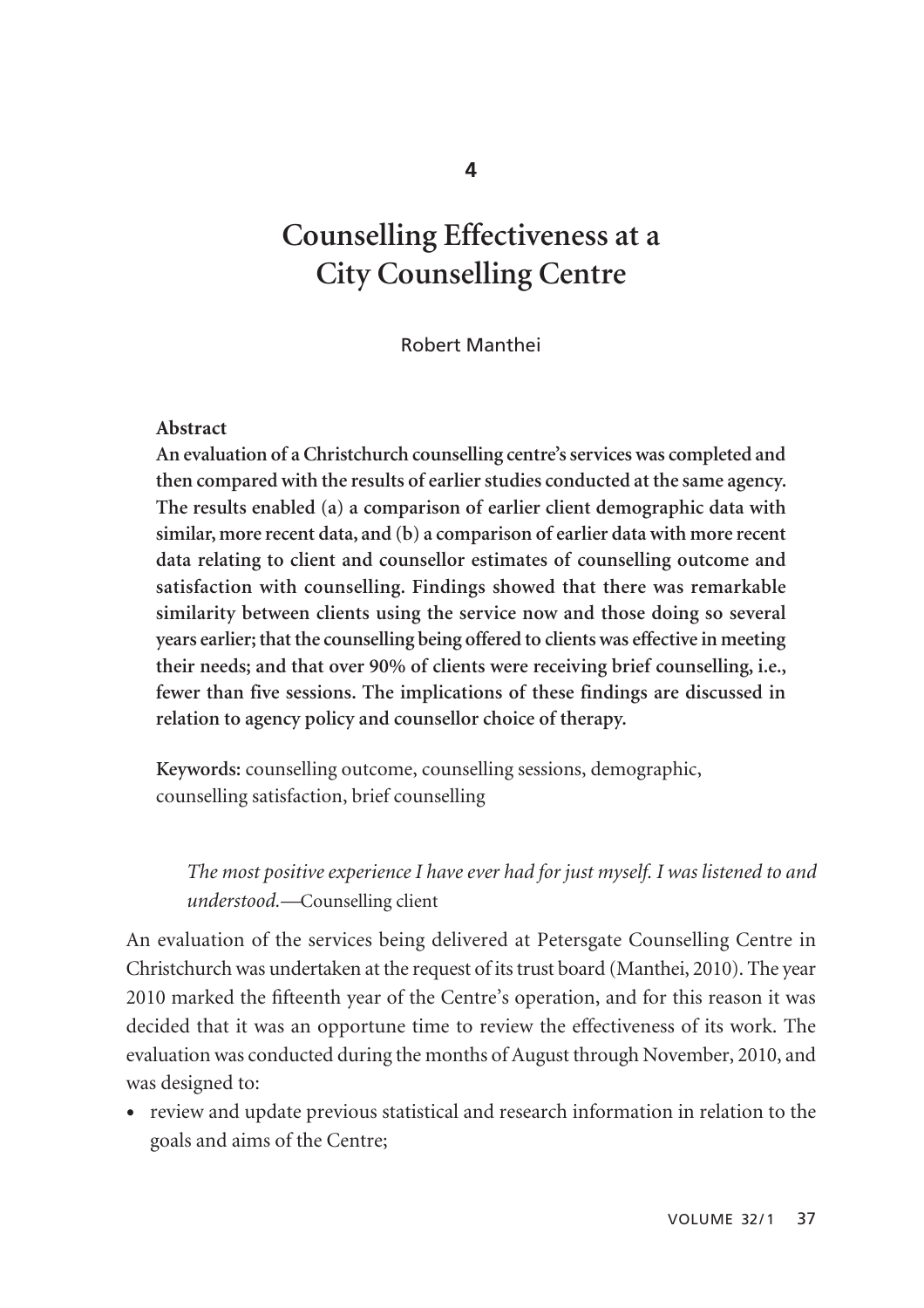4

# Counselling Effectiveness at a City Counselling Centre

Robert Manthei

**Abstract**

**An evaluation of a Christchurch counselling centre's services was completed and then compared with the results of earlier studies conducted at the same agency. The results enabled (a) a comparison of earlier client demographic data with similar, more recent data, and (b) a comparison of earlier data with more recent data relating to client and counsellor estimates of counselling outcome and satisfaction with counselling. Findings showed that there was remarkable similarity between clients using the service now and those doing so several years earlier; that the counselling being offered to clients was effective in meeting their needs; and that over 90% of clients were receiving brief counselling, i.e., fewer than five sessions. The implications of these findings are discussed in relation to agency policy and counsellor choice of therapy.**

**Keywords:** counselling outcome, counselling sessions, demographic, counselling satisfaction, brief counselling

> *The most positive experience I have ever had for just myself. I was listened to and understood.*—Counselling client

An evaluation of the services being delivered at Petersgate Counselling Centre in Christchurch was undertaken at the request of its trust board (Manthei, 2010). The year 2010 marked the fifteenth year of the Centre's operation, and for this reason it was decided that it was an opportune time to review the effectiveness of its work. The evaluation was conducted during the months of August through November, 2010, and was designed to:

- review and update previous statistical and research information in relation to the goals and aims of the Centre;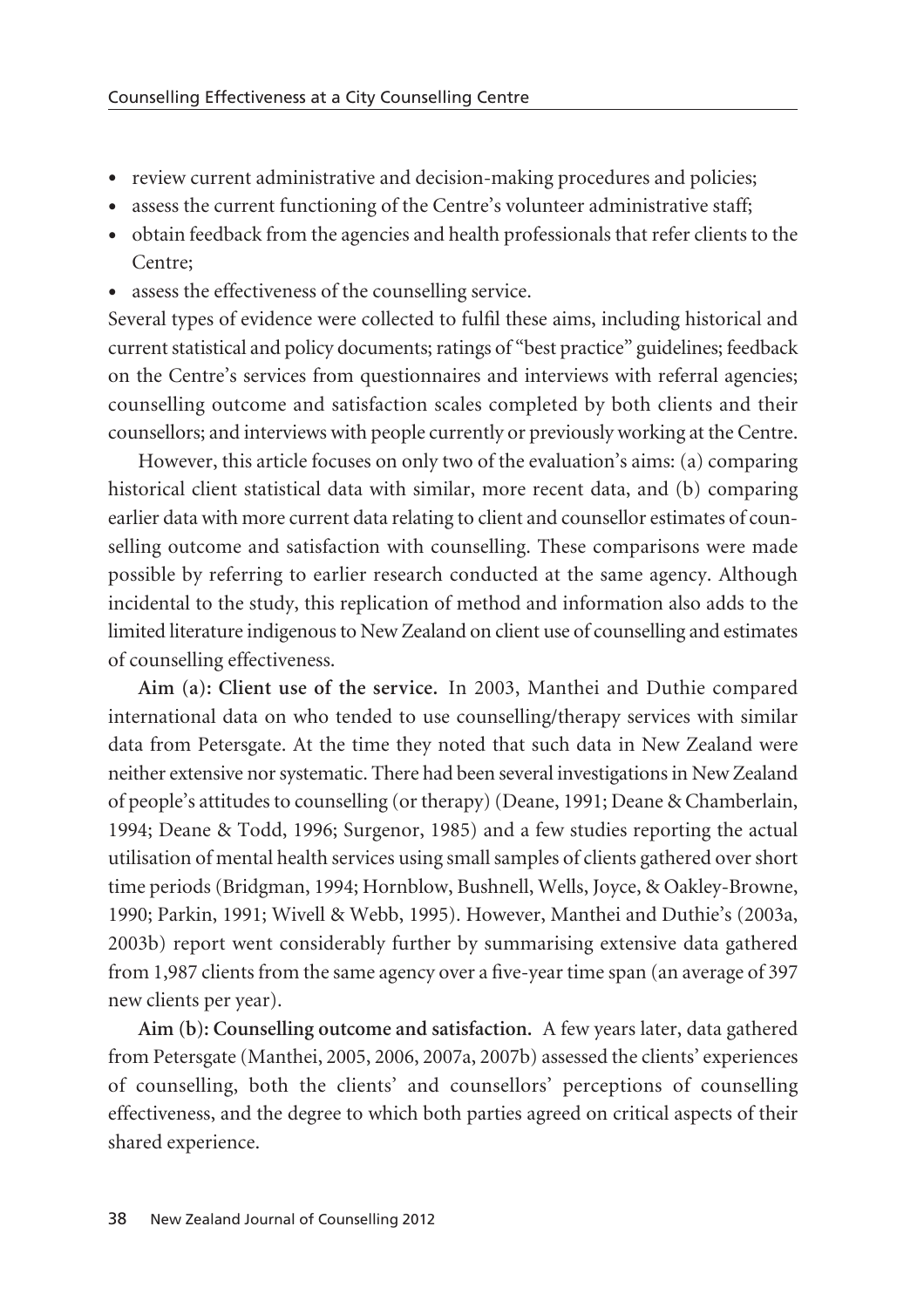- review current administrative and decision-making procedures and policies;
- assess the current functioning of the Centre's volunteer administrative staff;
- obtain feedback from the agencies and health professionals that refer clients to the Centre;
- assess the effectiveness of the counselling service.

Several types of evidence were collected to fulfil these aims, including historical and current statistical and policy documents; ratings of "best practice" guidelines; feedback on the Centre's services from questionnaires and interviews with referral agencies; counselling outcome and satisfaction scales completed by both clients and their counsellors; and interviews with people currently or previously working at the Centre.

However, this article focuses on only two of the evaluation's aims: (a) comparing historical client statistical data with similar, more recent data, and (b) comparing earlier data with more current data relating to client and counsellor estimates of counselling outcome and satisfaction with counselling. These comparisons were made possible by referring to earlier research conducted at the same agency. Although incidental to the study, this replication of method and information also adds to the limited literature indigenous to New Zealand on client use of counselling and estimates of counselling effectiveness.

**Aim (a): Client use of the service.** In 2003, Manthei and Duthie compared international data on who tended to use counselling/therapy services with similar data from Petersgate. At the time they noted that such data in New Zealand were neither extensive nor systematic. There had been several investigations in New Zealand of people's attitudes to counselling (or therapy) (Deane, 1991; Deane & Chamberlain, 1994; Deane & Todd, 1996; Surgenor, 1985) and a few studies reporting the actual utilisation of mental health services using small samples of clients gathered over short time periods (Bridgman, 1994; Hornblow, Bushnell, Wells, Joyce, & Oakley-Browne, 1990; Parkin, 1991; Wivell & Webb, 1995). However, Manthei and Duthie's (2003a, 2003b) report went considerably further by summarising extensive data gathered from 1,987 clients from the same agency over a five-year time span (an average of 397 new clients per year).

**Aim (b): Counselling outcome and satisfaction.** A few years later, data gathered from Petersgate (Manthei, 2005, 2006, 2007a, 2007b) assessed the clients' experiences of counselling, both the clients' and counsellors' perceptions of counselling effectiveness, and the degree to which both parties agreed on critical aspects of their shared experience.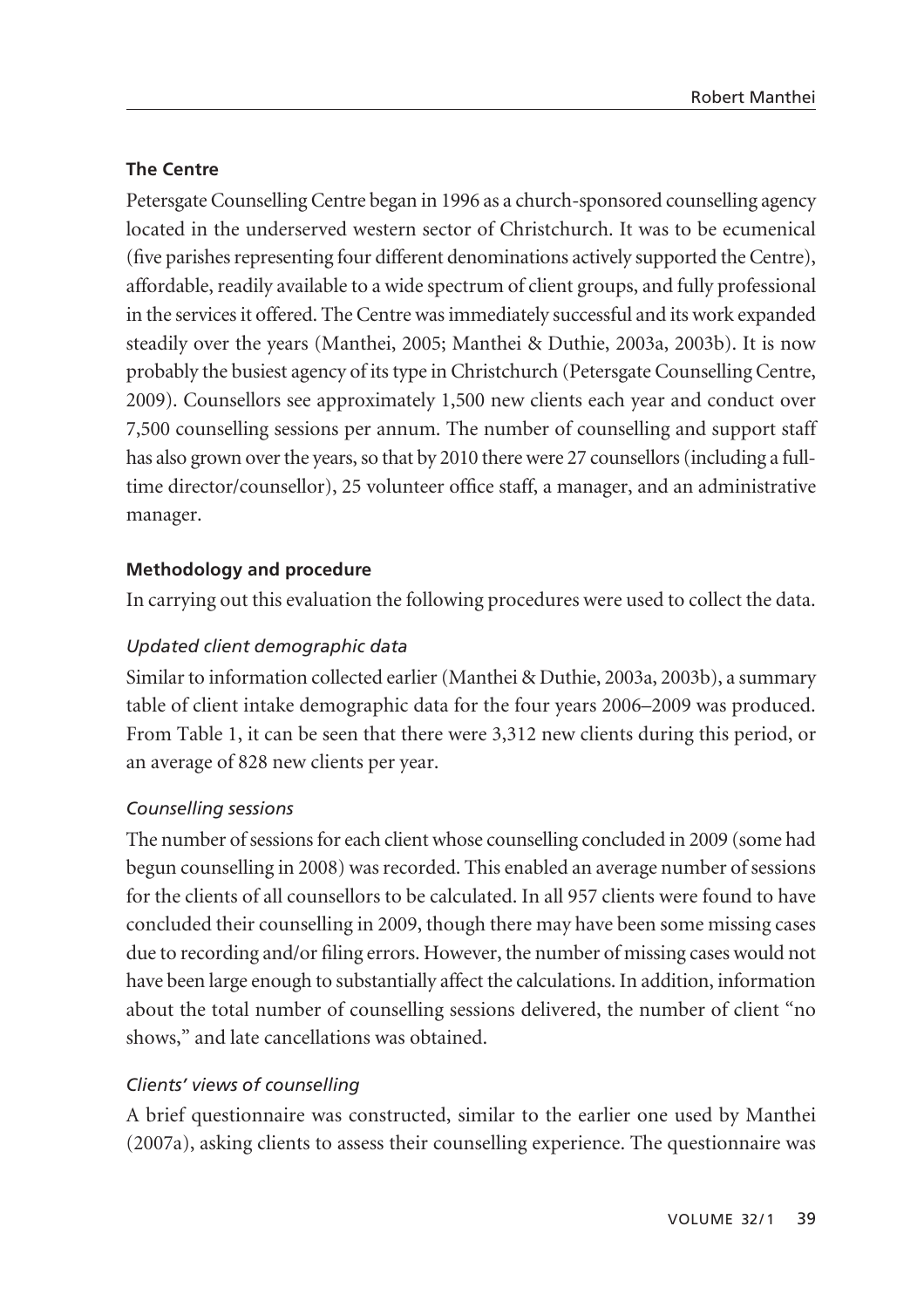### The Centre

Petersgate Counselling Centre began in 1996 as a church-sponsored counselling agency located in the underserved western sector of Christchurch. It was to be ecumenical (five parishes representing four different denominations actively supported the Centre), affordable, readily available to a wide spectrum of client groups, and fully professional in the services it offered. The Centre was immediately successful and its work expanded steadily over the years (Manthei, 2005; Manthei & Duthie, 2003a, 2003b). It is now probably the busiest agency of its type in Christchurch (Petersgate Counselling Centre, 2009). Counsellors see approximately 1,500 new clients each year and conduct over 7,500 counselling sessions per annum. The number of counselling and support staff has also grown over the years, so that by 2010 there were 27 counsellors (including a full-time director/counsellor), 25 volunteer office staff, a manager, and an administrative manager.

### Methodology and procedure

In carrying out this evaluation the following procedures were used to collect the data.

#### *Updated client demographic data*

Similar to information collected earlier (Manthei & Duthie, 2003a, 2003b), a summary table of client intake demographic data for the four years 2006–2009 was produced. From Table 1, it can be seen that there were 3,312 new clients during this period, or an average of 828 new clients per year.

#### *Counselling sessions*

The number of sessions for each client whose counselling concluded in 2009 (some had begun counselling in 2008) was recorded. This enabled an average number of sessions for the clients of all counsellors to be calculated. In all 957 clients were found to have concluded their counselling in 2009, though there may have been some missing cases due to recording and/or filing errors. However, the number of missing cases would not have been large enough to substantially affect the calculations. In addition, information about the total number of counselling sessions delivered, the number of client "no shows," and late cancellations was obtained.

#### *Clients' views of counselling*

A brief questionnaire was constructed, similar to the earlier one used by Manthei (2007a), asking clients to assess their counselling experience. The questionnaire was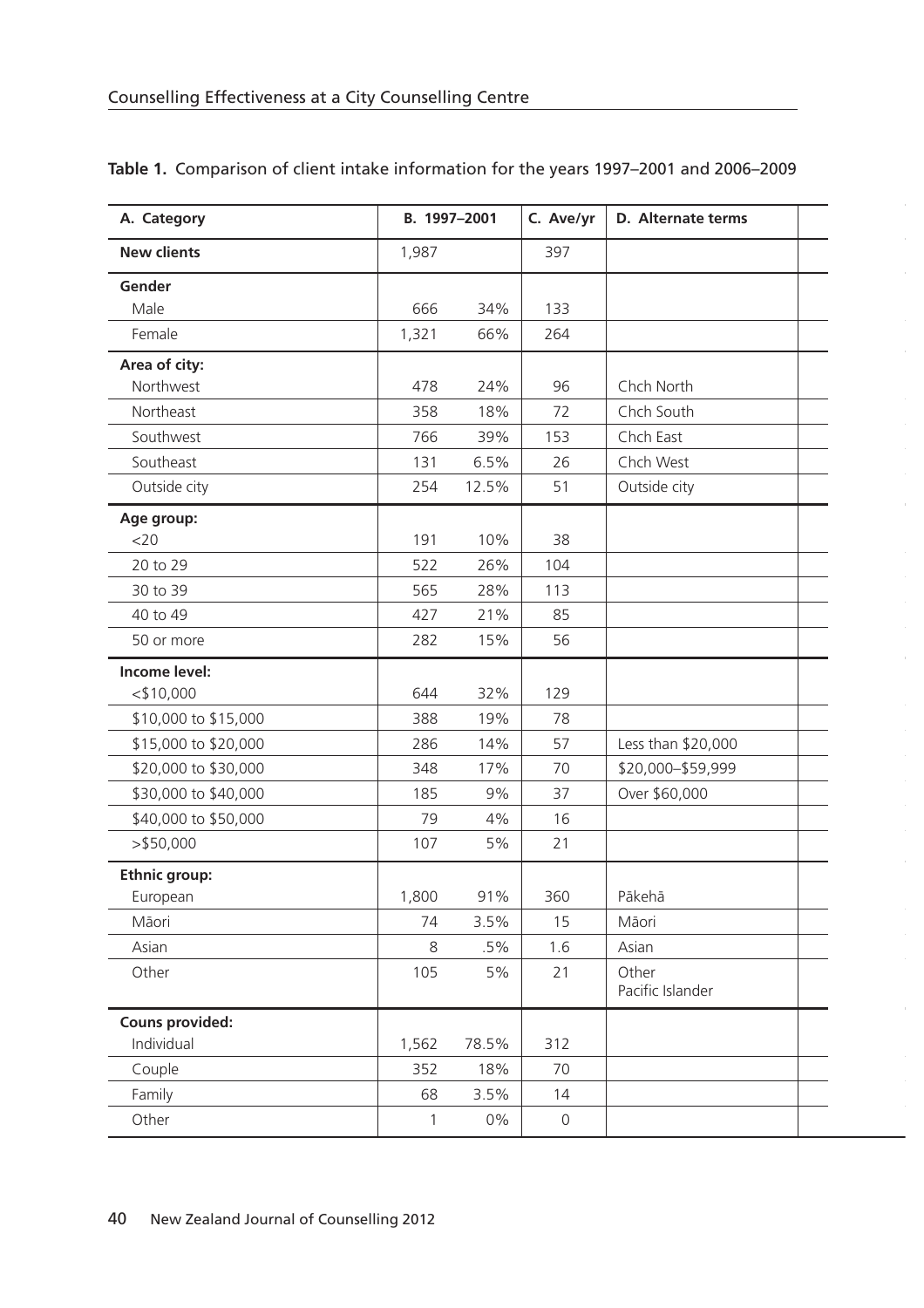**Table 1.** Comparison of client intake information for the years 1997–2001 and 2006–2009

| A. Category | B. 1997–2001 | | C. Ave/yr | D. Alternate terms | |
|---|---|---|---|---|---|
| **New clients** | 1,987 | | 397 | | |
| **Gender** | | | | | |
| Male | 666 | 34% | 133 | | |
| Female | 1,321 | 66% | 264 | | |
| **Area of city:** | | | | | |
| Northwest | 478 | 24% | 96 | Chch North | |
| Northeast | 358 | 18% | 72 | Chch South | |
| Southwest | 766 | 39% | 153 | Chch East | |
| Southeast | 131 | 6.5% | 26 | Chch West | |
| Outside city | 254 | 12.5% | 51 | Outside city | |
| **Age group:** | | | | | |
| <20 | 191 | 10% | 38 | | |
| 20 to 29 | 522 | 26% | 104 | | |
| 30 to 39 | 565 | 28% | 113 | | |
| 40 to 49 | 427 | 21% | 85 | | |
| 50 or more | 282 | 15% | 56 | | |
| **Income level:** | | | | | |
| <$10,000 | 644 | 32% | 129 | | |
| $10,000 to $15,000 | 388 | 19% | 78 | | |
| $15,000 to $20,000 | 286 | 14% | 57 | Less than $20,000 | |
| $20,000 to $30,000 | 348 | 17% | 70 | $20,000–$59,999 | |
| $30,000 to $40,000 | 185 | 9% | 37 | Over $60,000 | |
| $40,000 to $50,000 | 79 | 4% | 16 | | |
| >$50,000 | 107 | 5% | 21 | | |
| **Ethnic group:** | | | | | |
| European | 1,800 | 91% | 360 | Pākehā | |
| Māori | 74 | 3.5% | 15 | Māori | |
| Asian | 8 | .5% | 1.6 | Asian | |
| Other | 105 | 5% | 21 | Other<br>Pacific Islander | |
| **Couns provided:** | | | | | |
| Individual | 1,562 | 78.5% | 312 | | |
| Couple | 352 | 18% | 70 | | |
| Family | 68 | 3.5% | 14 | | |
| Other | 1 | 0% | 0 | | |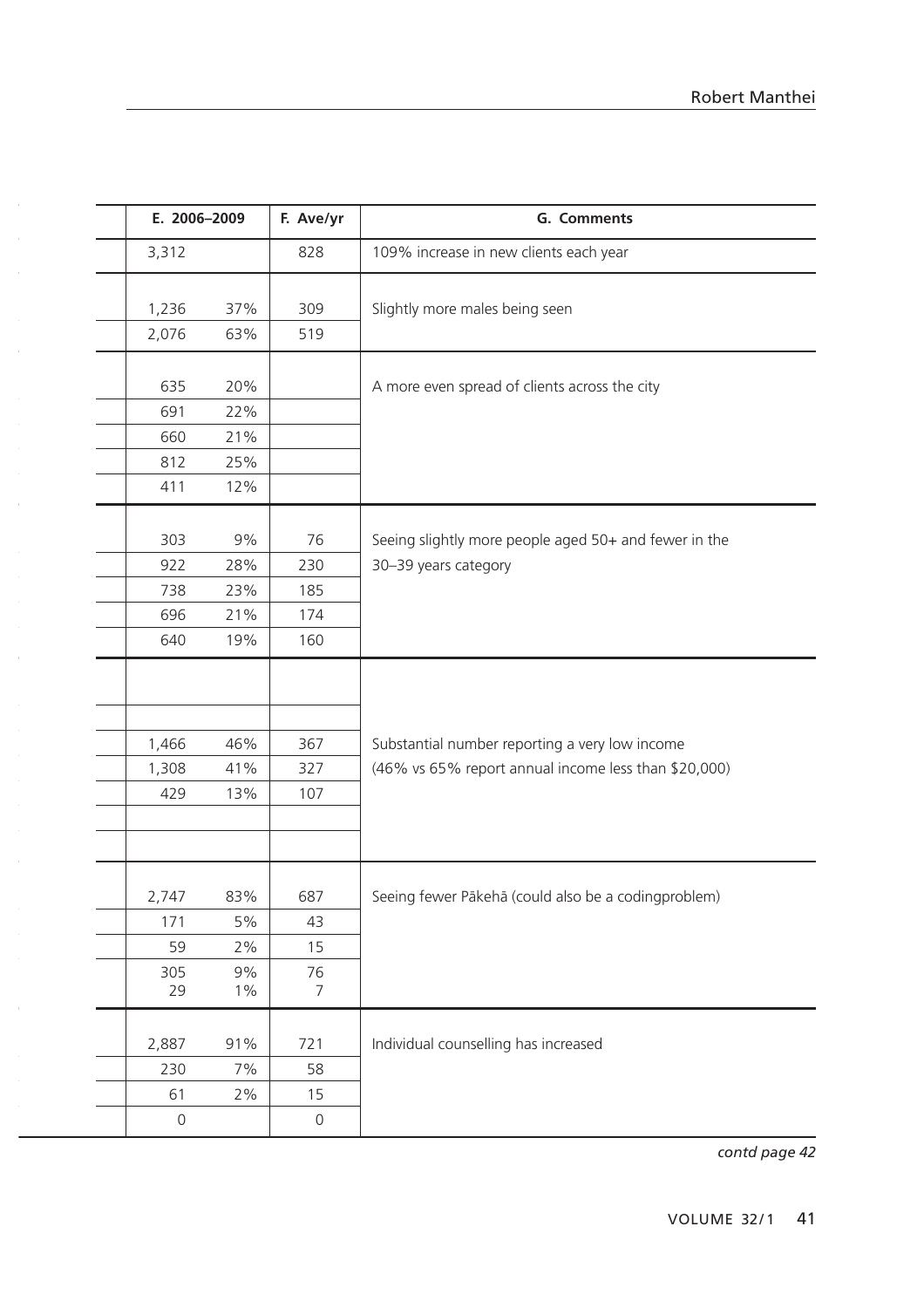| E. 2006–2009 | | F. Ave/yr | G. Comments |
|---|---|---|---|
| 3,312 | | 828 | 109% increase in new clients each year |
| | | | |
| 1,236 | 37% | 309 | Slightly more males being seen |
| 2,076 | 63% | 519 | |
| | | | |
| 635 | 20% | | A more even spread of clients across the city |
| 691 | 22% | | |
| 660 | 21% | | |
| 812 | 25% | | |
| 411 | 12% | | |
| | | | |
| 303 | 9% | 76 | Seeing slightly more people aged 50+ and fewer in the |
| 922 | 28% | 230 | 30–39 years category |
| 738 | 23% | 185 | |
| 696 | 21% | 174 | |
| 640 | 19% | 160 | |
| | | | |
| | | | |
| 1,466 | 46% | 367 | Substantial number reporting a very low income |
| 1,308 | 41% | 327 | (46% vs 65% report annual income less than $20,000) |
| 429 | 13% | 107 | |
| | | | |
| | | | |
| | | | |
| 2,747 | 83% | 687 | Seeing fewer Pākehā (could also be a codingproblem) |
| 171 | 5% | 43 | |
| 59 | 2% | 15 | |
| 305<br>29 | 9%<br>1% | 76<br>7 | |
| | | | |
| 2,887 | 91% | 721 | Individual counselling has increased |
| 230 | 7% | 58 | |
| 61 | 2% | 15 | |
| 0 | | 0 | |

*contd page 42*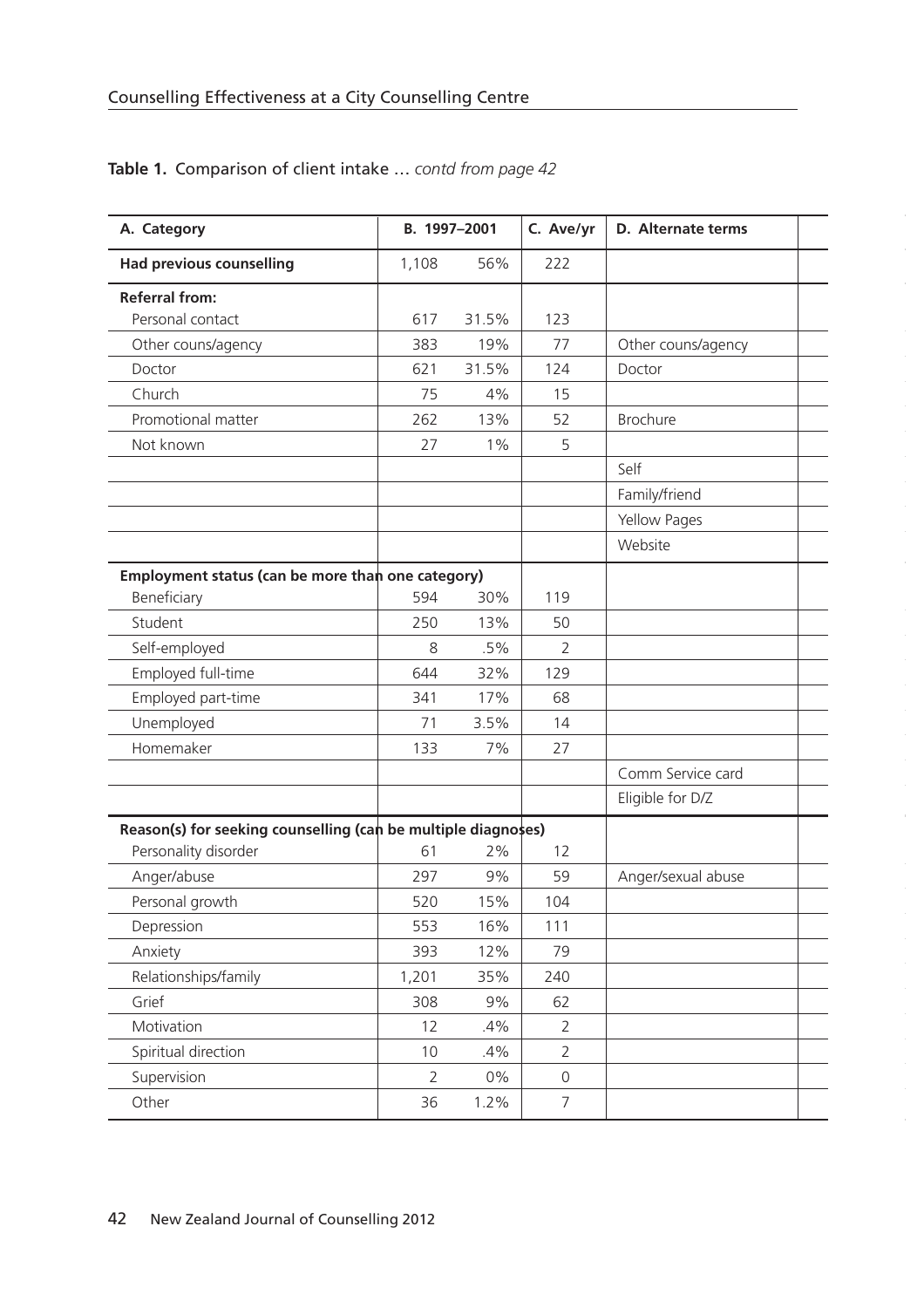**Table 1.** Comparison of client intake … *contd from page 42*

| A. Category | B. 1997–2001 | | C. Ave/yr | D. Alternate terms | |
|---|---|---|---|---|---|
| **Had previous counselling** | 1,108 | 56% | 222 | | |
| **Referral from:** | | | | | |
| Personal contact | 617 | 31.5% | 123 | | |
| Other couns/agency | 383 | 19% | 77 | Other couns/agency | |
| Doctor | 621 | 31.5% | 124 | Doctor | |
| Church | 75 | 4% | 15 | | |
| Promotional matter | 262 | 13% | 52 | Brochure | |
| Not known | 27 | 1% | 5 | | |
| | | | | Self | |
| | | | | Family/friend | |
| | | | | Yellow Pages | |
| | | | | Website | |
| **Employment status (can be more than one category)** | | | | | |
| Beneficiary | 594 | 30% | 119 | | |
| Student | 250 | 13% | 50 | | |
| Self-employed | 8 | .5% | 2 | | |
| Employed full-time | 644 | 32% | 129 | | |
| Employed part-time | 341 | 17% | 68 | | |
| Unemployed | 71 | 3.5% | 14 | | |
| Homemaker | 133 | 7% | 27 | | |
| | | | | Comm Service card | |
| | | | | Eligible for D/Z | |
| **Reason(s) for seeking counselling (can be multiple diagnoses)** | | | | | |
| Personality disorder | 61 | 2% | 12 | | |
| Anger/abuse | 297 | 9% | 59 | Anger/sexual abuse | |
| Personal growth | 520 | 15% | 104 | | |
| Depression | 553 | 16% | 111 | | |
| Anxiety | 393 | 12% | 79 | | |
| Relationships/family | 1,201 | 35% | 240 | | |
| Grief | 308 | 9% | 62 | | |
| Motivation | 12 | .4% | 2 | | |
| Spiritual direction | 10 | .4% | 2 | | |
| Supervision | 2 | 0% | 0 | | |
| Other | 36 | 1.2% | 7 | | |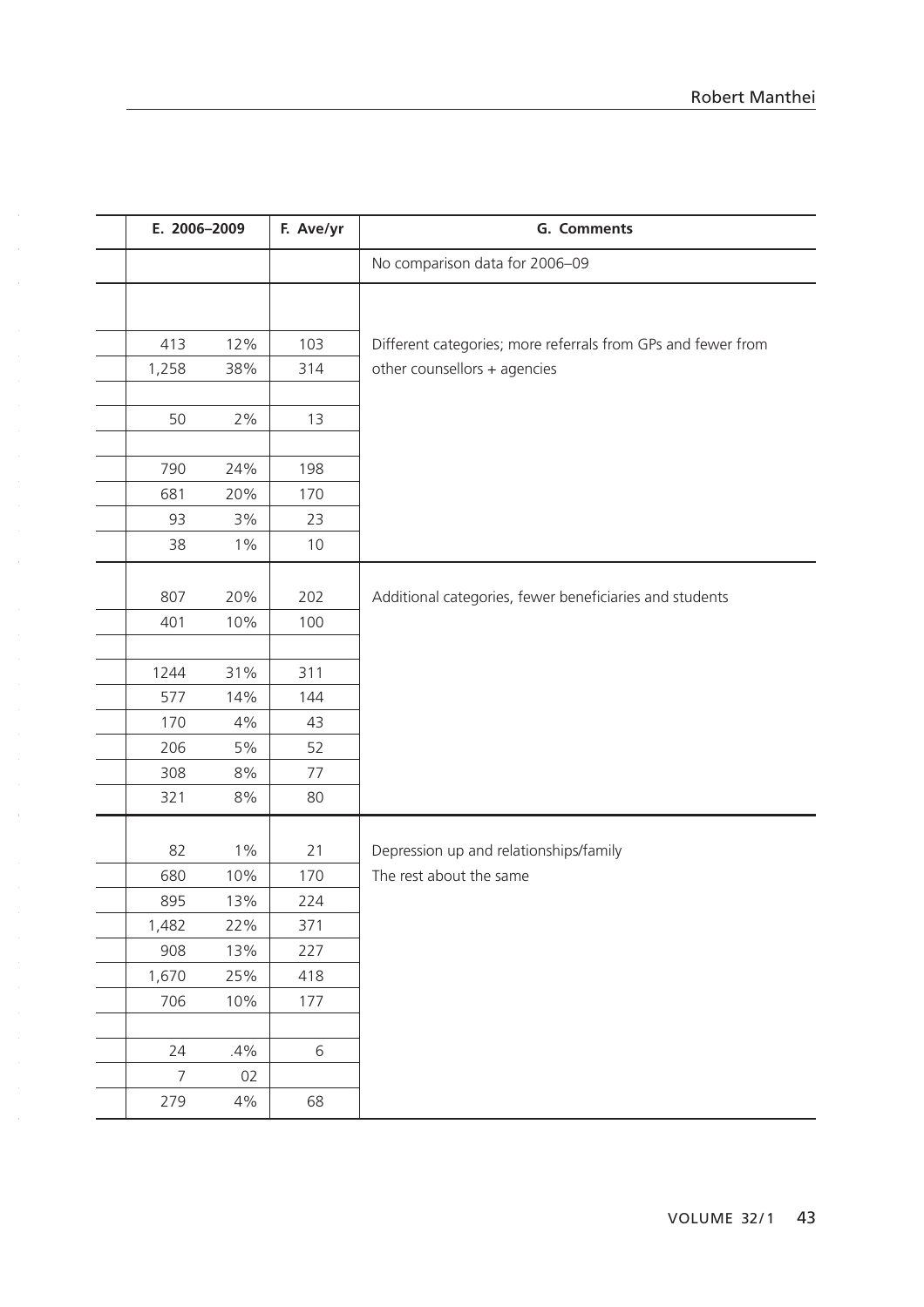| E. 2006–2009 | | F. Ave/yr | G. Comments |
|---|---|---|---|
| | | | No comparison data for 2006–09 |
| | | | |
| 413 | 12% | 103 | Different categories; more referrals from GPs and fewer from |
| 1,258 | 38% | 314 | other counsellors + agencies |
| | | | |
| 50 | 2% | 13 | |
| | | | |
| 790 | 24% | 198 | |
| 681 | 20% | 170 | |
| 93 | 3% | 23 | |
| 38 | 1% | 10 | |
| 807 | 20% | 202 | Additional categories, fewer beneficiaries and students |
| 401 | 10% | 100 | |
| | | | |
| 1244 | 31% | 311 | |
| 577 | 14% | 144 | |
| 170 | 4% | 43 | |
| 206 | 5% | 52 | |
| 308 | 8% | 77 | |
| 321 | 8% | 80 | |
| 82 | 1% | 21 | Depression up and relationships/family |
| 680 | 10% | 170 | The rest about the same |
| 895 | 13% | 224 | |
| 1,482 | 22% | 371 | |
| 908 | 13% | 227 | |
| 1,670 | 25% | 418 | |
| 706 | 10% | 177 | |
| | | | |
| 24 | .4% | 6 | |
| 7 | 02 | | |
| 279 | 4% | 68 | |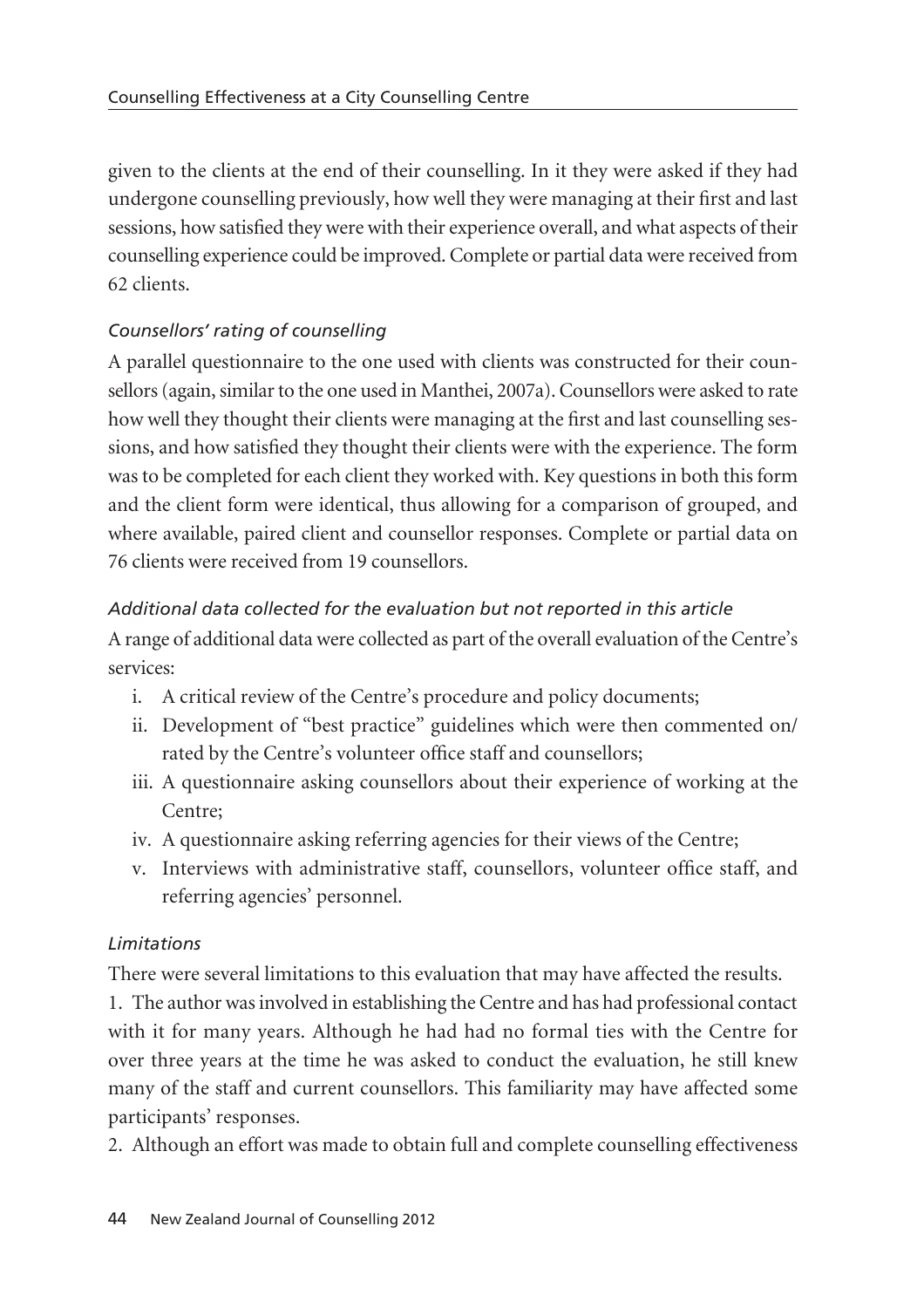given to the clients at the end of their counselling. In it they were asked if they had undergone counselling previously, how well they were managing at their first and last sessions, how satisfied they were with their experience overall, and what aspects of their counselling experience could be improved. Complete or partial data were received from 62 clients.

### *Counsellors' rating of counselling*

A parallel questionnaire to the one used with clients was constructed for their counsellors (again, similar to the one used in Manthei, 2007a). Counsellors were asked to rate how well they thought their clients were managing at the first and last counselling sessions, and how satisfied they thought their clients were with the experience. The form was to be completed for each client they worked with. Key questions in both this form and the client form were identical, thus allowing for a comparison of grouped, and where available, paired client and counsellor responses. Complete or partial data on 76 clients were received from 19 counsellors.

### *Additional data collected for the evaluation but not reported in this article*

A range of additional data were collected as part of the overall evaluation of the Centre's services:

i. A critical review of the Centre's procedure and policy documents;
ii. Development of "best practice" guidelines which were then commented on/rated by the Centre's volunteer office staff and counsellors;
iii. A questionnaire asking counsellors about their experience of working at the Centre;
iv. A questionnaire asking referring agencies for their views of the Centre;
v. Interviews with administrative staff, counsellors, volunteer office staff, and referring agencies' personnel.

### *Limitations*

There were several limitations to this evaluation that may have affected the results.

1. The author was involved in establishing the Centre and has had professional contact with it for many years. Although he had had no formal ties with the Centre for over three years at the time he was asked to conduct the evaluation, he still knew many of the staff and current counsellors. This familiarity may have affected some participants' responses.

2. Although an effort was made to obtain full and complete counselling effectiveness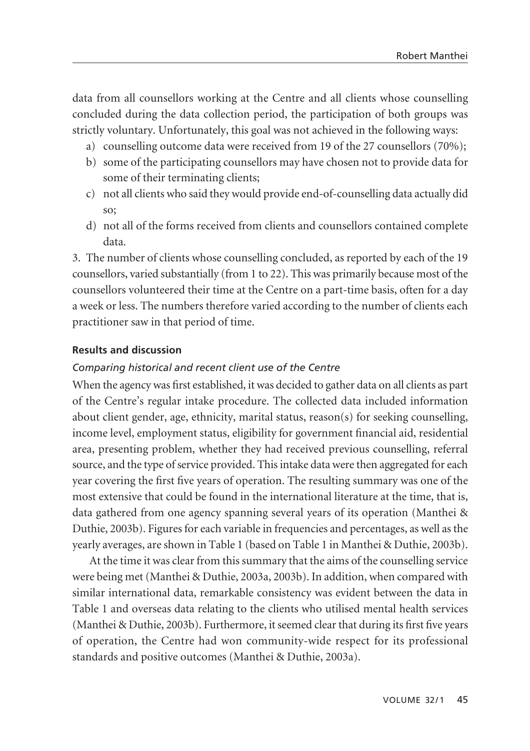data from all counsellors working at the Centre and all clients whose counselling concluded during the data collection period, the participation of both groups was strictly voluntary. Unfortunately, this goal was not achieved in the following ways:

a) counselling outcome data were received from 19 of the 27 counsellors (70%);
b) some of the participating counsellors may have chosen not to provide data for some of their terminating clients;
c) not all clients who said they would provide end-of-counselling data actually did so;
d) not all of the forms received from clients and counsellors contained complete data.

3. The number of clients whose counselling concluded, as reported by each of the 19 counsellors, varied substantially (from 1 to 22). This was primarily because most of the counsellors volunteered their time at the Centre on a part-time basis, often for a day a week or less. The numbers therefore varied according to the number of clients each practitioner saw in that period of time.

### Results and discussion

*Comparing historical and recent client use of the Centre*

When the agency was first established, it was decided to gather data on all clients as part of the Centre's regular intake procedure. The collected data included information about client gender, age, ethnicity, marital status, reason(s) for seeking counselling, income level, employment status, eligibility for government financial aid, residential area, presenting problem, whether they had received previous counselling, referral source, and the type of service provided. This intake data were then aggregated for each year covering the first five years of operation. The resulting summary was one of the most extensive that could be found in the international literature at the time, that is, data gathered from one agency spanning several years of its operation (Manthei & Duthie, 2003b). Figures for each variable in frequencies and percentages, as well as the yearly averages, are shown in Table 1 (based on Table 1 in Manthei & Duthie, 2003b).

At the time it was clear from this summary that the aims of the counselling service were being met (Manthei & Duthie, 2003a, 2003b). In addition, when compared with similar international data, remarkable consistency was evident between the data in Table 1 and overseas data relating to the clients who utilised mental health services (Manthei & Duthie, 2003b). Furthermore, it seemed clear that during its first five years of operation, the Centre had won community-wide respect for its professional standards and positive outcomes (Manthei & Duthie, 2003a).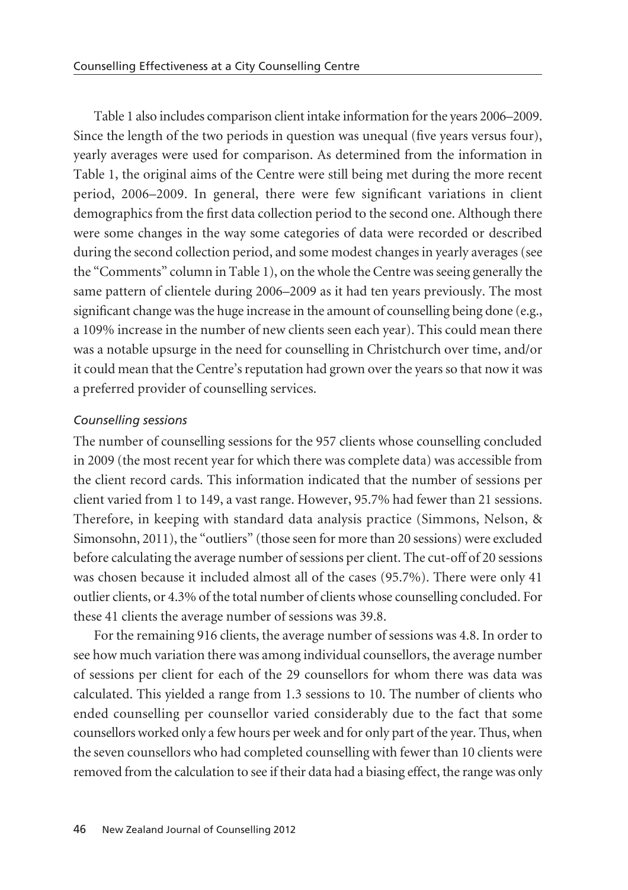Table 1 also includes comparison client intake information for the years 2006–2009. Since the length of the two periods in question was unequal (five years versus four), yearly averages were used for comparison. As determined from the information in Table 1, the original aims of the Centre were still being met during the more recent period, 2006–2009. In general, there were few significant variations in client demographics from the first data collection period to the second one. Although there were some changes in the way some categories of data were recorded or described during the second collection period, and some modest changes in yearly averages (see the "Comments" column in Table 1), on the whole the Centre was seeing generally the same pattern of clientele during 2006–2009 as it had ten years previously. The most significant change was the huge increase in the amount of counselling being done (e.g., a 109% increase in the number of new clients seen each year). This could mean there was a notable upsurge in the need for counselling in Christchurch over time, and/or it could mean that the Centre's reputation had grown over the years so that now it was a preferred provider of counselling services.

*Counselling sessions*

The number of counselling sessions for the 957 clients whose counselling concluded in 2009 (the most recent year for which there was complete data) was accessible from the client record cards. This information indicated that the number of sessions per client varied from 1 to 149, a vast range. However, 95.7% had fewer than 21 sessions. Therefore, in keeping with standard data analysis practice (Simmons, Nelson, & Simonsohn, 2011), the "outliers" (those seen for more than 20 sessions) were excluded before calculating the average number of sessions per client. The cut-off of 20 sessions was chosen because it included almost all of the cases (95.7%). There were only 41 outlier clients, or 4.3% of the total number of clients whose counselling concluded. For these 41 clients the average number of sessions was 39.8.

For the remaining 916 clients, the average number of sessions was 4.8. In order to see how much variation there was among individual counsellors, the average number of sessions per client for each of the 29 counsellors for whom there was data was calculated. This yielded a range from 1.3 sessions to 10. The number of clients who ended counselling per counsellor varied considerably due to the fact that some counsellors worked only a few hours per week and for only part of the year. Thus, when the seven counsellors who had completed counselling with fewer than 10 clients were removed from the calculation to see if their data had a biasing effect, the range was only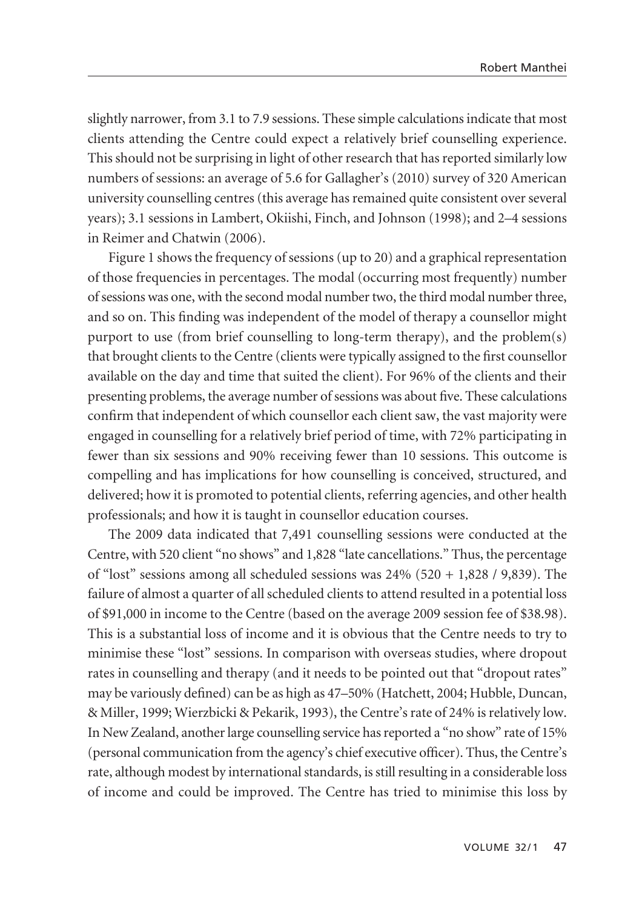slightly narrower, from 3.1 to 7.9 sessions. These simple calculations indicate that most clients attending the Centre could expect a relatively brief counselling experience. This should not be surprising in light of other research that has reported similarly low numbers of sessions: an average of 5.6 for Gallagher's (2010) survey of 320 American university counselling centres (this average has remained quite consistent over several years); 3.1 sessions in Lambert, Okiishi, Finch, and Johnson (1998); and 2–4 sessions in Reimer and Chatwin (2006).

Figure 1 shows the frequency of sessions (up to 20) and a graphical representation of those frequencies in percentages. The modal (occurring most frequently) number of sessions was one, with the second modal number two, the third modal number three, and so on. This finding was independent of the model of therapy a counsellor might purport to use (from brief counselling to long-term therapy), and the problem(s) that brought clients to the Centre (clients were typically assigned to the first counsellor available on the day and time that suited the client). For 96% of the clients and their presenting problems, the average number of sessions was about five. These calculations confirm that independent of which counsellor each client saw, the vast majority were engaged in counselling for a relatively brief period of time, with 72% participating in fewer than six sessions and 90% receiving fewer than 10 sessions. This outcome is compelling and has implications for how counselling is conceived, structured, and delivered; how it is promoted to potential clients, referring agencies, and other health professionals; and how it is taught in counsellor education courses.

The 2009 data indicated that 7,491 counselling sessions were conducted at the Centre, with 520 client "no shows" and 1,828 "late cancellations." Thus, the percentage of "lost" sessions among all scheduled sessions was 24% (520 + 1,828 / 9,839). The failure of almost a quarter of all scheduled clients to attend resulted in a potential loss of $91,000 in income to the Centre (based on the average 2009 session fee of $38.98). This is a substantial loss of income and it is obvious that the Centre needs to try to minimise these "lost" sessions. In comparison with overseas studies, where dropout rates in counselling and therapy (and it needs to be pointed out that "dropout rates" may be variously defined) can be as high as 47–50% (Hatchett, 2004; Hubble, Duncan, & Miller, 1999; Wierzbicki & Pekarik, 1993), the Centre's rate of 24% is relatively low. In New Zealand, another large counselling service has reported a "no show" rate of 15% (personal communication from the agency's chief executive officer). Thus, the Centre's rate, although modest by international standards, is still resulting in a considerable loss of income and could be improved. The Centre has tried to minimise this loss by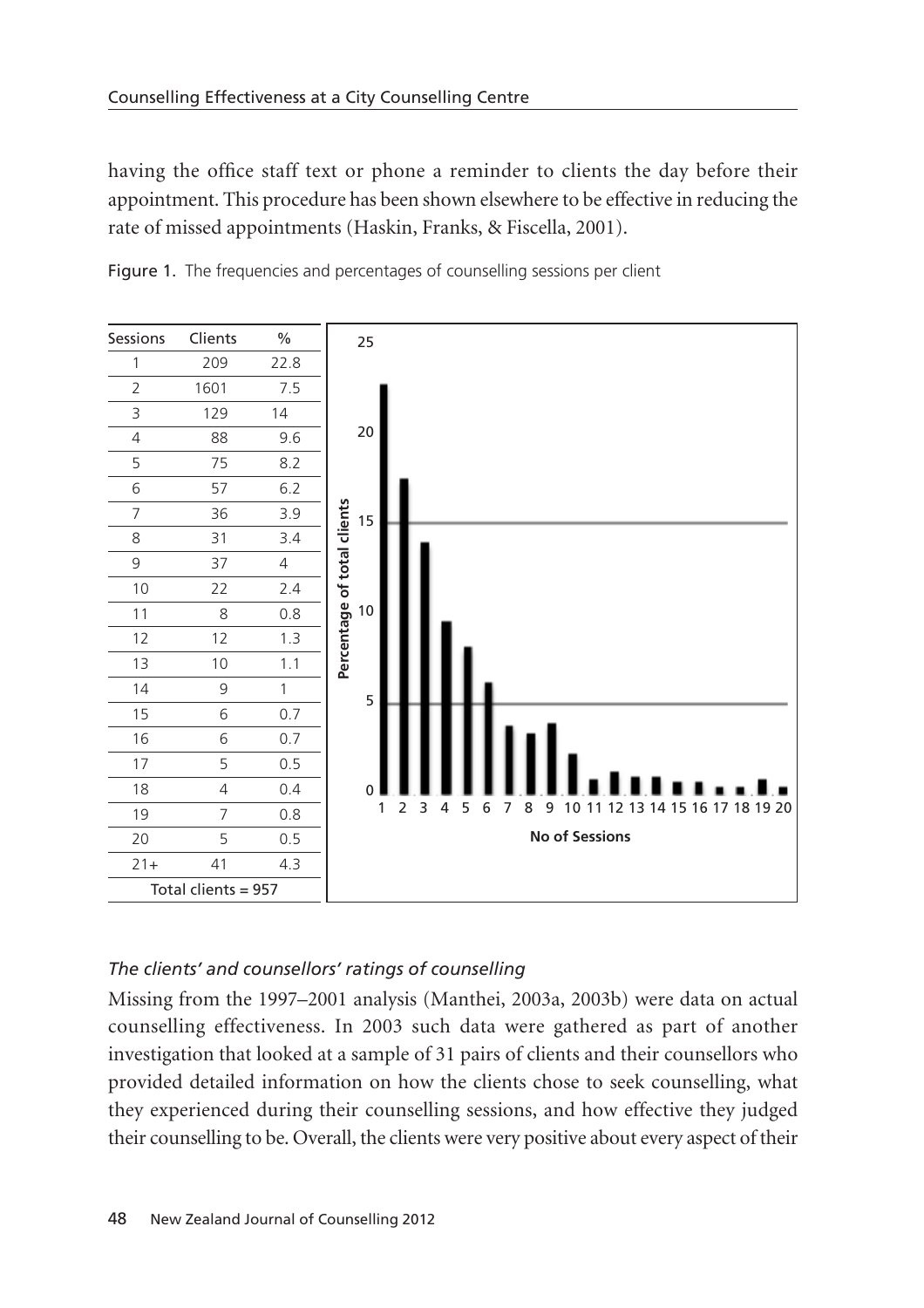having the office staff text or phone a reminder to clients the day before their appointment. This procedure has been shown elsewhere to be effective in reducing the rate of missed appointments (Haskin, Franks, & Fiscella, 2001).

Figure 1. The frequencies and percentages of counselling sessions per client

| Sessions | Clients | % |
|---|---|---|
| 1 | 209 | 22.8 |
| 2 | 1601 | 7.5 |
| 3 | 129 | 14 |
| 4 | 88 | 9.6 |
| 5 | 75 | 8.2 |
| 6 | 57 | 6.2 |
| 7 | 36 | 3.9 |
| 8 | 31 | 3.4 |
| 9 | 37 | 4 |
| 10 | 22 | 2.4 |
| 11 | 8 | 0.8 |
| 12 | 12 | 1.3 |
| 13 | 10 | 1.1 |
| 14 | 9 | 1 |
| 15 | 6 | 0.7 |
| 16 | 6 | 0.7 |
| 17 | 5 | 0.5 |
| 18 | 4 | 0.4 |
| 19 | 7 | 0.8 |
| 20 | 5 | 0.5 |
| 21+ | 41 | 4.3 |
| Total clients = 957 | | |

Percentage of total clients

25
20
15
10
5
0

1 2 3 4 5 6 7 8 9 10 11 12 13 14 15 16 17 18 19 20

No of Sessions

### *The clients' and counsellors' ratings of counselling*

Missing from the 1997–2001 analysis (Manthei, 2003a, 2003b) were data on actual counselling effectiveness. In 2003 such data were gathered as part of another investigation that looked at a sample of 31 pairs of clients and their counsellors who provided detailed information on how the clients chose to seek counselling, what they experienced during their counselling sessions, and how effective they judged their counselling to be. Overall, the clients were very positive about every aspect of their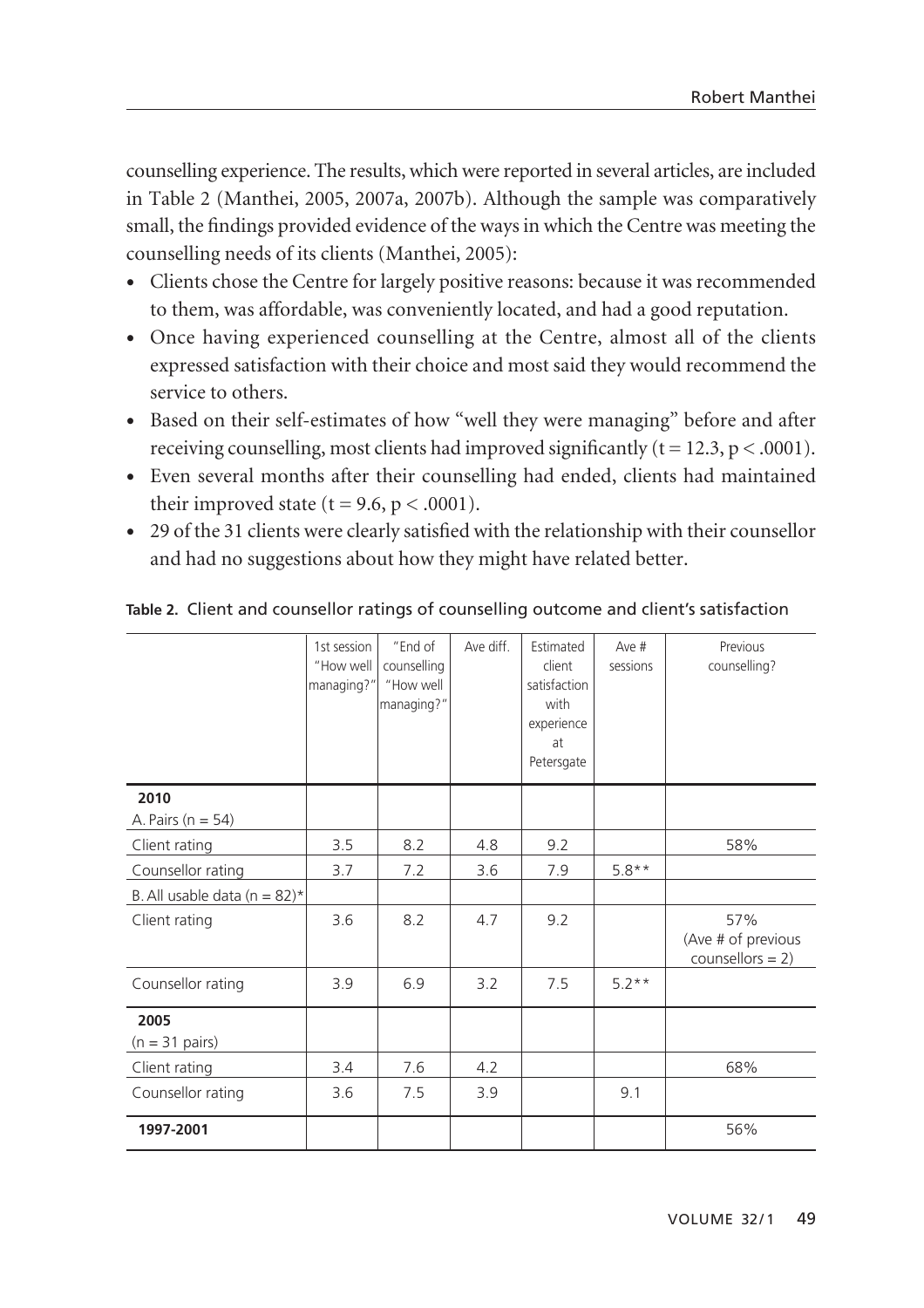counselling experience. The results, which were reported in several articles, are included in Table 2 (Manthei, 2005, 2007a, 2007b). Although the sample was comparatively small, the findings provided evidence of the ways in which the Centre was meeting the counselling needs of its clients (Manthei, 2005):

- Clients chose the Centre for largely positive reasons: because it was recommended to them, was affordable, was conveniently located, and had a good reputation.
- Once having experienced counselling at the Centre, almost all of the clients expressed satisfaction with their choice and most said they would recommend the service to others.
- Based on their self-estimates of how "well they were managing" before and after receiving counselling, most clients had improved significantly ($t = 12.3$, $p < .0001$).
- Even several months after their counselling had ended, clients had maintained their improved state ($t = 9.6$, $p < .0001$).
- 29 of the 31 clients were clearly satisfied with the relationship with their counsellor and had no suggestions about how they might have related better.

**Table 2.** Client and counsellor ratings of counselling outcome and client's satisfaction

| | 1st session "How well managing?" | "End of counselling "How well managing?" | Ave diff. | Estimated client satisfaction with experience at Petersgate | Ave # sessions | Previous counselling? |
|---|---|---|---|---|---|---|
| **2010** A. Pairs (n = 54) | | | | | | |
| Client rating | 3.5 | 8.2 | 4.8 | 9.2 | | 58% |
| Counsellor rating | 3.7 | 7.2 | 3.6 | 7.9 | 5.8** | |
| B. All usable data (n = 82)* | | | | | | |
| Client rating | 3.6 | 8.2 | 4.7 | 9.2 | | 57% (Ave # of previous counsellors = 2) |
| Counsellor rating | 3.9 | 6.9 | 3.2 | 7.5 | 5.2** | |
| **2005** (n = 31 pairs) | | | | | | |
| Client rating | 3.4 | 7.6 | 4.2 | | | 68% |
| Counsellor rating | 3.6 | 7.5 | 3.9 | | 9.1 | |
| **1997-2001** | | | | | | 56% |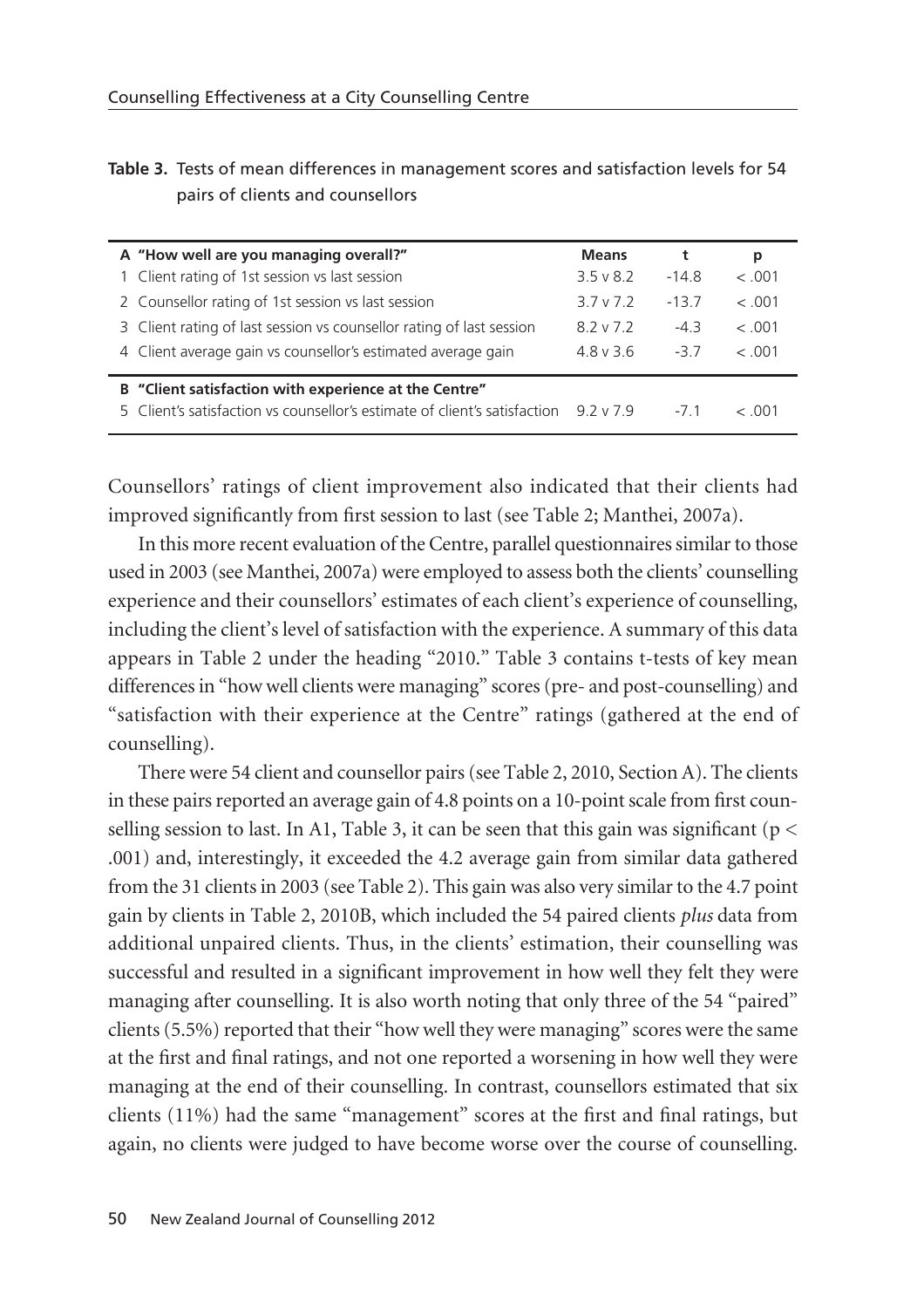**Table 3.** Tests of mean differences in management scores and satisfaction levels for 54 pairs of clients and counsellors

| | Means | t | p |
|---|---|---|---|
| **A "How well are you managing overall?"** | | | |
| 1 Client rating of 1st session vs last session | 3.5 v 8.2 | -14.8 | < .001 |
| 2 Counsellor rating of 1st session vs last session | 3.7 v 7.2 | -13.7 | < .001 |
| 3 Client rating of last session vs counsellor rating of last session | 8.2 v 7.2 | -4.3 | < .001 |
| 4 Client average gain vs counsellor's estimated average gain | 4.8 v 3.6 | -3.7 | < .001 |
| **B "Client satisfaction with experience at the Centre"** | | | |
| 5 Client's satisfaction vs counsellor's estimate of client's satisfaction | 9.2 v 7.9 | -7.1 | < .001 |

Counsellors' ratings of client improvement also indicated that their clients had improved significantly from first session to last (see Table 2; Manthei, 2007a).

In this more recent evaluation of the Centre, parallel questionnaires similar to those used in 2003 (see Manthei, 2007a) were employed to assess both the clients' counselling experience and their counsellors' estimates of each client's experience of counselling, including the client's level of satisfaction with the experience. A summary of this data appears in Table 2 under the heading "2010." Table 3 contains t-tests of key mean differences in "how well clients were managing" scores (pre- and post-counselling) and "satisfaction with their experience at the Centre" ratings (gathered at the end of counselling).

There were 54 client and counsellor pairs (see Table 2, 2010, Section A). The clients in these pairs reported an average gain of 4.8 points on a 10-point scale from first counselling session to last. In A1, Table 3, it can be seen that this gain was significant ($p < .001$) and, interestingly, it exceeded the 4.2 average gain from similar data gathered from the 31 clients in 2003 (see Table 2). This gain was also very similar to the 4.7 point gain by clients in Table 2, 2010B, which included the 54 paired clients *plus* data from additional unpaired clients. Thus, in the clients' estimation, their counselling was successful and resulted in a significant improvement in how well they felt they were managing after counselling. It is also worth noting that only three of the 54 "paired" clients (5.5%) reported that their "how well they were managing" scores were the same at the first and final ratings, and not one reported a worsening in how well they were managing at the end of their counselling. In contrast, counsellors estimated that six clients (11%) had the same "management" scores at the first and final ratings, but again, no clients were judged to have become worse over the course of counselling.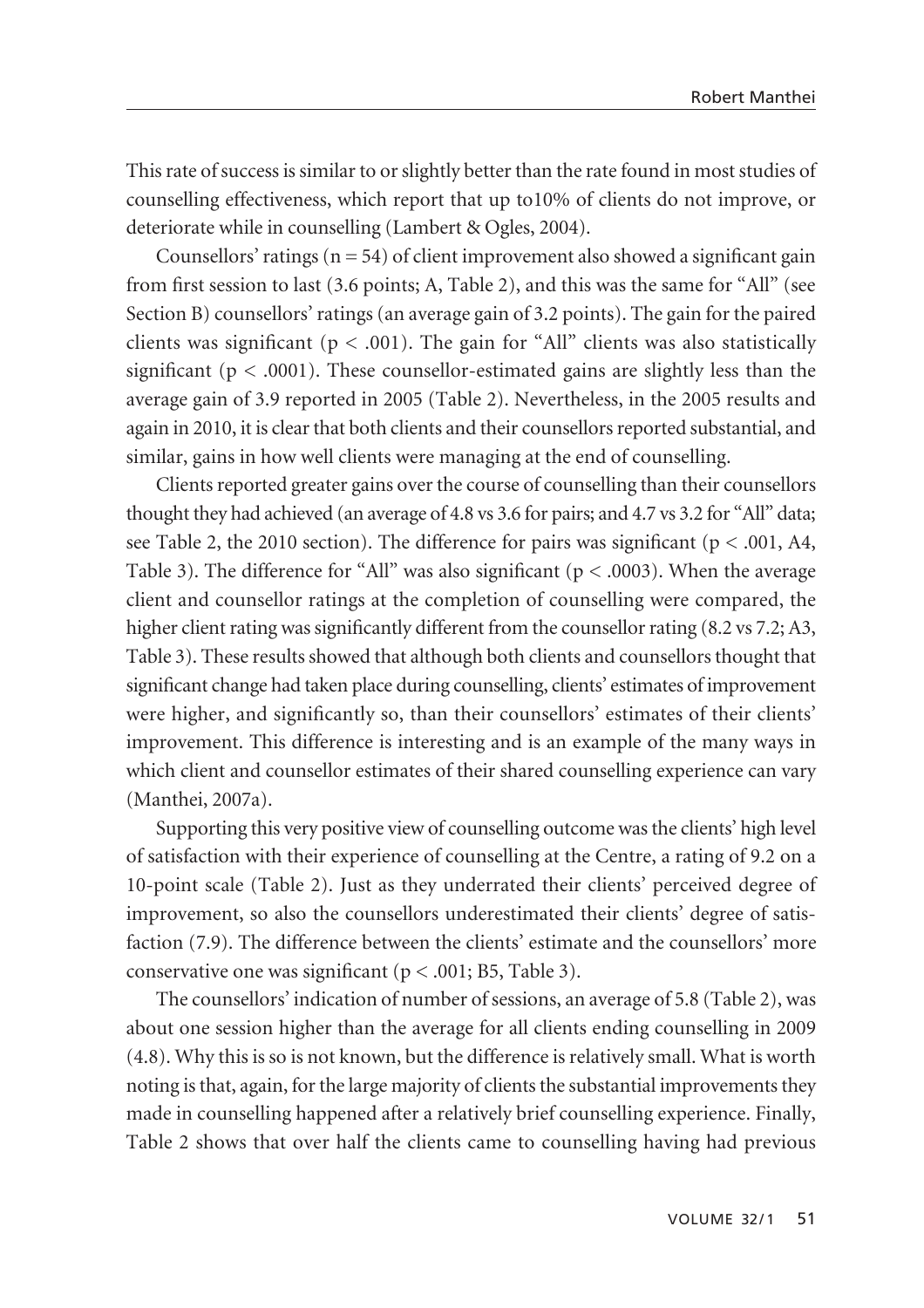This rate of success is similar to or slightly better than the rate found in most studies of counselling effectiveness, which report that up to10% of clients do not improve, or deteriorate while in counselling (Lambert & Ogles, 2004).

Counsellors' ratings ($n = 54$) of client improvement also showed a significant gain from first session to last (3.6 points; A, Table 2), and this was the same for "All" (see Section B) counsellors' ratings (an average gain of 3.2 points). The gain for the paired clients was significant ($p < .001$). The gain for "All" clients was also statistically significant ($p < .0001$). These counsellor-estimated gains are slightly less than the average gain of 3.9 reported in 2005 (Table 2). Nevertheless, in the 2005 results and again in 2010, it is clear that both clients and their counsellors reported substantial, and similar, gains in how well clients were managing at the end of counselling.

Clients reported greater gains over the course of counselling than their counsellors thought they had achieved (an average of 4.8 vs 3.6 for pairs; and 4.7 vs 3.2 for "All" data; see Table 2, the 2010 section). The difference for pairs was significant ($p < .001$, A4, Table 3). The difference for "All" was also significant ($p < .0003$). When the average client and counsellor ratings at the completion of counselling were compared, the higher client rating was significantly different from the counsellor rating (8.2 vs 7.2; A3, Table 3). These results showed that although both clients and counsellors thought that significant change had taken place during counselling, clients' estimates of improvement were higher, and significantly so, than their counsellors' estimates of their clients' improvement. This difference is interesting and is an example of the many ways in which client and counsellor estimates of their shared counselling experience can vary (Manthei, 2007a).

Supporting this very positive view of counselling outcome was the clients' high level of satisfaction with their experience of counselling at the Centre, a rating of 9.2 on a 10-point scale (Table 2). Just as they underrated their clients' perceived degree of improvement, so also the counsellors underestimated their clients' degree of satisfaction (7.9). The difference between the clients' estimate and the counsellors' more conservative one was significant ($p < .001$; B5, Table 3).

The counsellors' indication of number of sessions, an average of 5.8 (Table 2), was about one session higher than the average for all clients ending counselling in 2009 (4.8). Why this is so is not known, but the difference is relatively small. What is worth noting is that, again, for the large majority of clients the substantial improvements they made in counselling happened after a relatively brief counselling experience. Finally, Table 2 shows that over half the clients came to counselling having had previous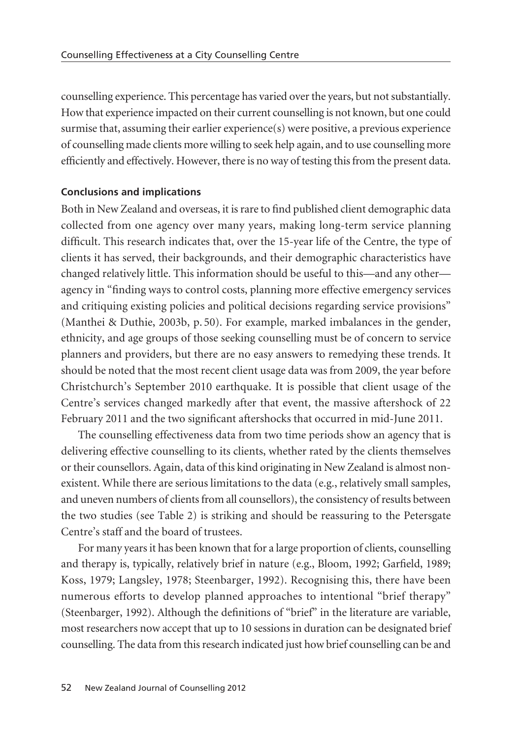counselling experience. This percentage has varied over the years, but not substantially. How that experience impacted on their current counselling is not known, but one could surmise that, assuming their earlier experience(s) were positive, a previous experience of counselling made clients more willing to seek help again, and to use counselling more efficiently and effectively. However, there is no way of testing this from the present data.

### Conclusions and implications

Both in New Zealand and overseas, it is rare to find published client demographic data collected from one agency over many years, making long-term service planning difficult. This research indicates that, over the 15-year life of the Centre, the type of clients it has served, their backgrounds, and their demographic characteristics have changed relatively little. This information should be useful to this—and any other—agency in "finding ways to control costs, planning more effective emergency services and critiquing existing policies and political decisions regarding service provisions" (Manthei & Duthie, 2003b, p. 50). For example, marked imbalances in the gender, ethnicity, and age groups of those seeking counselling must be of concern to service planners and providers, but there are no easy answers to remedying these trends. It should be noted that the most recent client usage data was from 2009, the year before Christchurch's September 2010 earthquake. It is possible that client usage of the Centre's services changed markedly after that event, the massive aftershock of 22 February 2011 and the two significant aftershocks that occurred in mid-June 2011.

The counselling effectiveness data from two time periods show an agency that is delivering effective counselling to its clients, whether rated by the clients themselves or their counsellors. Again, data of this kind originating in New Zealand is almost non-existent. While there are serious limitations to the data (e.g., relatively small samples, and uneven numbers of clients from all counsellors), the consistency of results between the two studies (see Table 2) is striking and should be reassuring to the Petersgate Centre's staff and the board of trustees.

For many years it has been known that for a large proportion of clients, counselling and therapy is, typically, relatively brief in nature (e.g., Bloom, 1992; Garfield, 1989; Koss, 1979; Langsley, 1978; Steenbarger, 1992). Recognising this, there have been numerous efforts to develop planned approaches to intentional "brief therapy" (Steenbarger, 1992). Although the definitions of "brief" in the literature are variable, most researchers now accept that up to 10 sessions in duration can be designated brief counselling. The data from this research indicated just how brief counselling can be and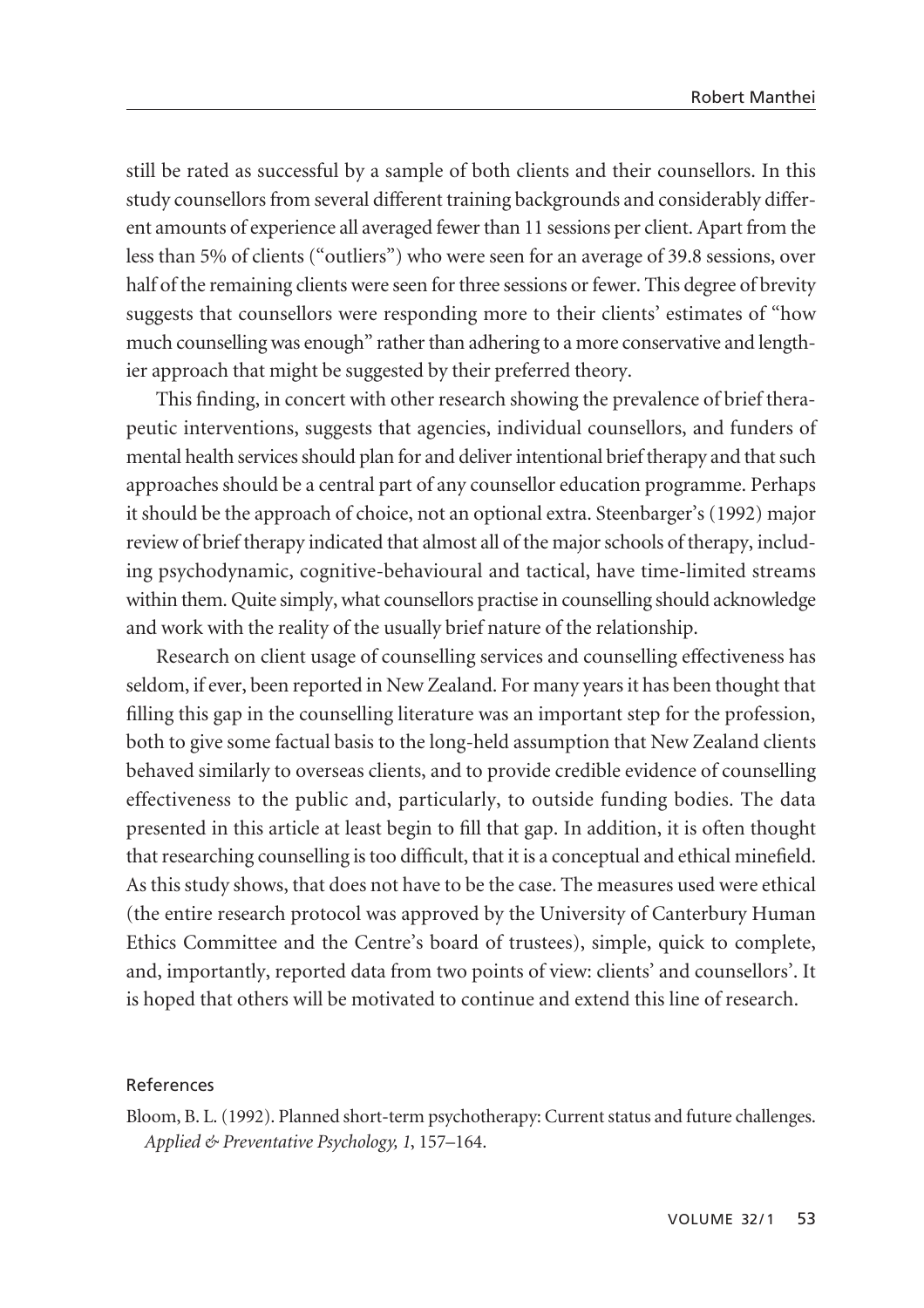still be rated as successful by a sample of both clients and their counsellors. In this study counsellors from several different training backgrounds and considerably different amounts of experience all averaged fewer than 11 sessions per client. Apart from the less than 5% of clients ("outliers") who were seen for an average of 39.8 sessions, over half of the remaining clients were seen for three sessions or fewer. This degree of brevity suggests that counsellors were responding more to their clients' estimates of "how much counselling was enough" rather than adhering to a more conservative and lengthier approach that might be suggested by their preferred theory.

This finding, in concert with other research showing the prevalence of brief therapeutic interventions, suggests that agencies, individual counsellors, and funders of mental health services should plan for and deliver intentional brief therapy and that such approaches should be a central part of any counsellor education programme. Perhaps it should be the approach of choice, not an optional extra. Steenbarger's (1992) major review of brief therapy indicated that almost all of the major schools of therapy, including psychodynamic, cognitive-behavioural and tactical, have time-limited streams within them. Quite simply, what counsellors practise in counselling should acknowledge and work with the reality of the usually brief nature of the relationship.

Research on client usage of counselling services and counselling effectiveness has seldom, if ever, been reported in New Zealand. For many years it has been thought that filling this gap in the counselling literature was an important step for the profession, both to give some factual basis to the long-held assumption that New Zealand clients behaved similarly to overseas clients, and to provide credible evidence of counselling effectiveness to the public and, particularly, to outside funding bodies. The data presented in this article at least begin to fill that gap. In addition, it is often thought that researching counselling is too difficult, that it is a conceptual and ethical minefield. As this study shows, that does not have to be the case. The measures used were ethical (the entire research protocol was approved by the University of Canterbury Human Ethics Committee and the Centre's board of trustees), simple, quick to complete, and, importantly, reported data from two points of view: clients' and counsellors'. It is hoped that others will be motivated to continue and extend this line of research.

## References

Bloom, B. L. (1992). Planned short-term psychotherapy: Current status and future challenges. *Applied & Preventative Psychology, 1*, 157–164.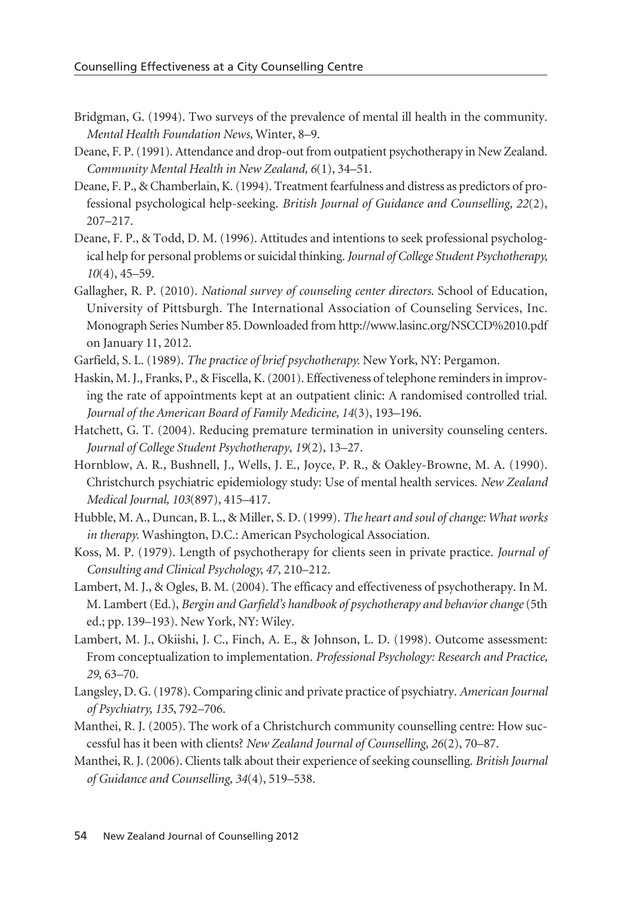Bridgman, G. (1994). Two surveys of the prevalence of mental ill health in the community. *Mental Health Foundation News,* Winter, 8–9.

Deane, F. P. (1991). Attendance and drop-out from outpatient psychotherapy in New Zealand. *Community Mental Health in New Zealand, 6*(1), 34–51.

Deane, F. P., & Chamberlain, K. (1994). Treatment fearfulness and distress as predictors of professional psychological help-seeking. *British Journal of Guidance and Counselling, 22*(2), 207–217.

Deane, F. P., & Todd, D. M. (1996). Attitudes and intentions to seek professional psychological help for personal problems or suicidal thinking. *Journal of College Student Psychotherapy, 10*(4), 45–59.

Gallagher, R. P. (2010). *National survey of counseling center directors.* School of Education, University of Pittsburgh. The International Association of Counseling Services, Inc. Monograph Series Number 85. Downloaded from http://www.lasinc.org/NSCCD%2010.pdf on January 11, 2012.

Garfield, S. L. (1989). *The practice of brief psychotherapy.* New York, NY: Pergamon.

Haskin, M. J., Franks, P., & Fiscella, K. (2001). Effectiveness of telephone reminders in improving the rate of appointments kept at an outpatient clinic: A randomised controlled trial. *Journal of the American Board of Family Medicine, 14*(3), 193–196.

Hatchett, G. T. (2004). Reducing premature termination in university counseling centers. *Journal of College Student Psychotherapy, 19*(2), 13–27.

Hornblow, A. R., Bushnell, J., Wells, J. E., Joyce, P. R., & Oakley-Browne, M. A. (1990). Christchurch psychiatric epidemiology study: Use of mental health services. *New Zealand Medical Journal, 103*(897), 415–417.

Hubble, M. A., Duncan, B. L., & Miller, S. D. (1999). *The heart and soul of change: What works in therapy.* Washington, D.C.: American Psychological Association.

Koss, M. P. (1979). Length of psychotherapy for clients seen in private practice. *Journal of Consulting and Clinical Psychology, 47*, 210–212.

Lambert, M. J., & Ogles, B. M. (2004). The efficacy and effectiveness of psychotherapy. In M. M. Lambert (Ed.), *Bergin and Garfield's handbook of psychotherapy and behavior change* (5th ed.; pp. 139–193). New York, NY: Wiley.

Lambert, M. J., Okiishi, J. C., Finch, A. E., & Johnson, L. D. (1998). Outcome assessment: From conceptualization to implementation. *Professional Psychology: Research and Practice, 29*, 63–70.

Langsley, D. G. (1978). Comparing clinic and private practice of psychiatry. *American Journal of Psychiatry, 135*, 792–706.

Manthei, R. J. (2005). The work of a Christchurch community counselling centre: How successful has it been with clients? *New Zealand Journal of Counselling, 26*(2), 70–87.

Manthei, R. J. (2006). Clients talk about their experience of seeking counselling. *British Journal of Guidance and Counselling, 34*(4), 519–538.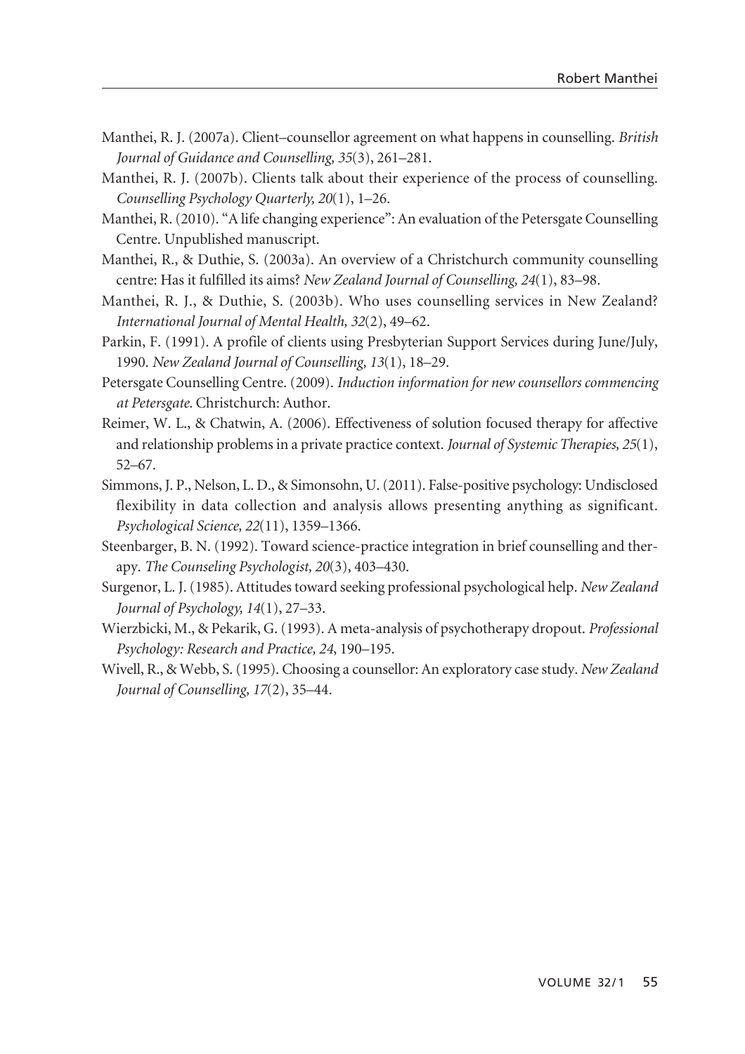Manthei, R. J. (2007a). Client–counsellor agreement on what happens in counselling. *British Journal of Guidance and Counselling, 35*(3), 261–281.

Manthei, R. J. (2007b). Clients talk about their experience of the process of counselling. *Counselling Psychology Quarterly, 20*(1), 1–26.

Manthei, R. (2010). "A life changing experience": An evaluation of the Petersgate Counselling Centre. Unpublished manuscript.

Manthei, R., & Duthie, S. (2003a). An overview of a Christchurch community counselling centre: Has it fulfilled its aims? *New Zealand Journal of Counselling, 24*(1), 83–98.

Manthei, R. J., & Duthie, S. (2003b). Who uses counselling services in New Zealand? *International Journal of Mental Health, 32*(2), 49–62.

Parkin, F. (1991). A profile of clients using Presbyterian Support Services during June/July, 1990. *New Zealand Journal of Counselling, 13*(1), 18–29.

Petersgate Counselling Centre. (2009). *Induction information for new counsellors commencing at Petersgate.* Christchurch: Author.

Reimer, W. L., & Chatwin, A. (2006). Effectiveness of solution focused therapy for affective and relationship problems in a private practice context. *Journal of Systemic Therapies, 25*(1), 52–67.

Simmons, J. P., Nelson, L. D., & Simonsohn, U. (2011). False-positive psychology: Undisclosed flexibility in data collection and analysis allows presenting anything as significant. *Psychological Science, 22*(11), 1359–1366.

Steenbarger, B. N. (1992). Toward science-practice integration in brief counselling and therapy. *The Counseling Psychologist, 20*(3), 403–430.

Surgenor, L. J. (1985). Attitudes toward seeking professional psychological help. *New Zealand Journal of Psychology, 14*(1), 27–33.

Wierzbicki, M., & Pekarik, G. (1993). A meta-analysis of psychotherapy dropout. *Professional Psychology: Research and Practice, 24*, 190–195.

Wivell, R., & Webb, S. (1995). Choosing a counsellor: An exploratory case study. *New Zealand Journal of Counselling, 17*(2), 35–44.